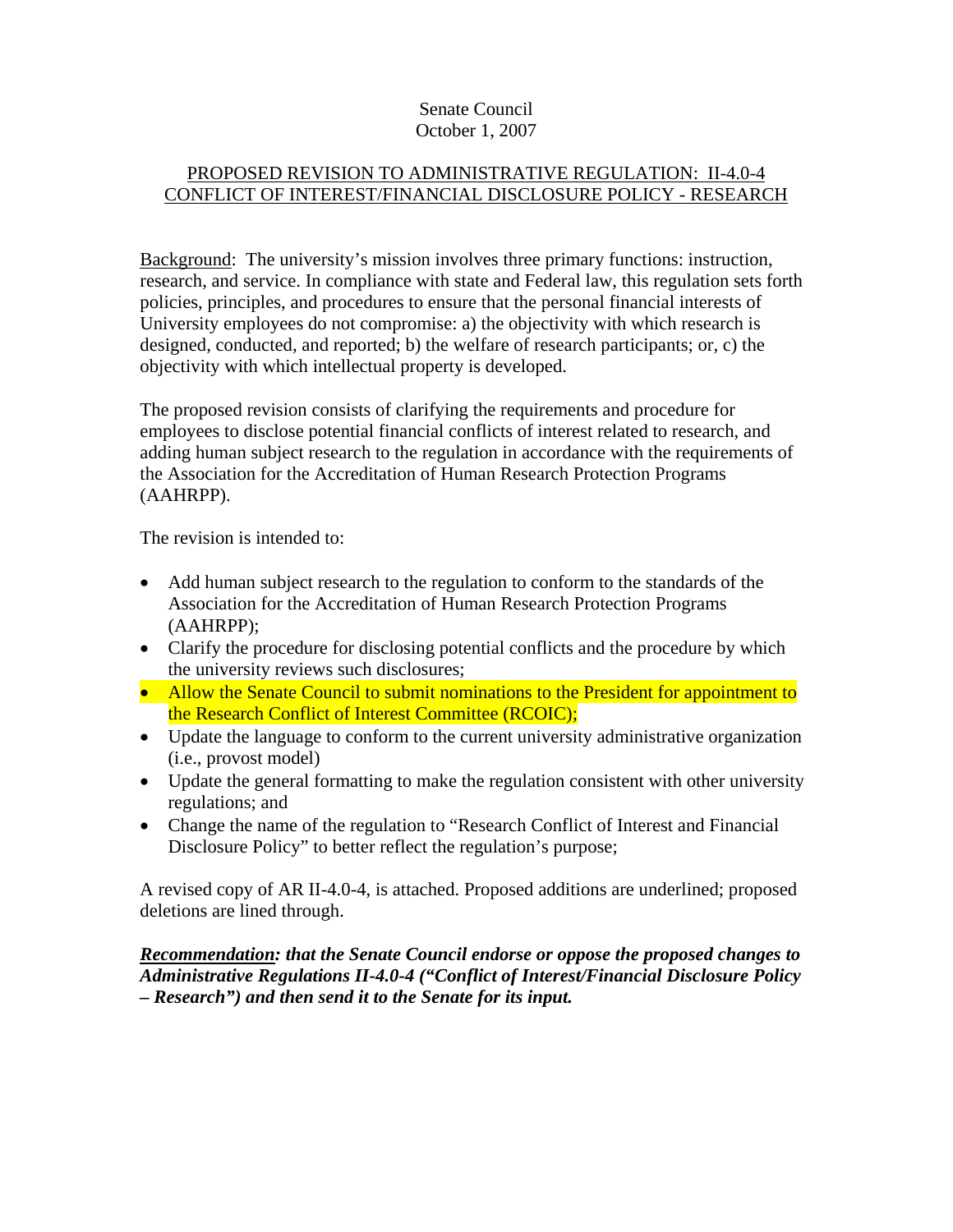Senate Council
October 1, 2007

## PROPOSED REVISION TO ADMINISTRATIVE REGULATION: II-4.0-4 CONFLICT OF INTEREST/FINANCIAL DISCLOSURE POLICY - RESEARCH

Background: The university's mission involves three primary functions: instruction, research, and service. In compliance with state and Federal law, this regulation sets forth policies, principles, and procedures to ensure that the personal financial interests of University employees do not compromise: a) the objectivity with which research is designed, conducted, and reported; b) the welfare of research participants; or, c) the objectivity with which intellectual property is developed.

The proposed revision consists of clarifying the requirements and procedure for employees to disclose potential financial conflicts of interest related to research, and adding human subject research to the regulation in accordance with the requirements of the Association for the Accreditation of Human Research Protection Programs (AAHRPP).

The revision is intended to:

- Add human subject research to the regulation to conform to the standards of the Association for the Accreditation of Human Research Protection Programs (AAHRPP);
- Clarify the procedure for disclosing potential conflicts and the procedure by which the university reviews such disclosures;
- Allow the Senate Council to submit nominations to the President for appointment to the Research Conflict of Interest Committee (RCOIC);
- Update the language to conform to the current university administrative organization (i.e., provost model)
- Update the general formatting to make the regulation consistent with other university regulations; and
- Change the name of the regulation to "Research Conflict of Interest and Financial Disclosure Policy" to better reflect the regulation's purpose;

A revised copy of AR II-4.0-4, is attached. Proposed additions are underlined; proposed deletions are lined through.

***Recommendation*: that the Senate Council endorse or oppose the proposed changes to Administrative Regulations II-4.0-4 ("Conflict of Interest/Financial Disclosure Policy – Research") and then send it to the Senate for its input.**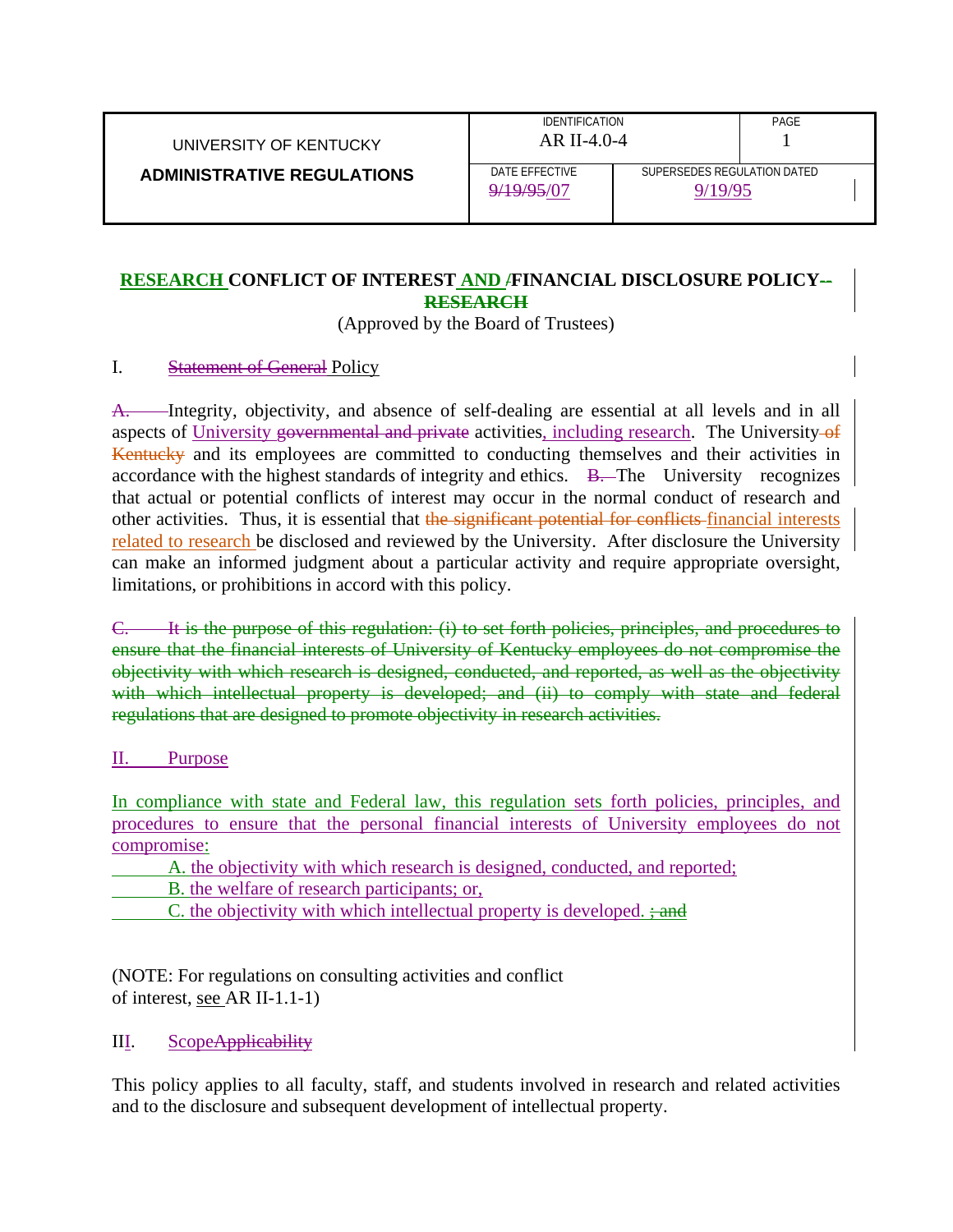| UNIVERSITY OF KENTUCKY **ADMINISTRATIVE REGULATIONS** | IDENTIFICATION AR II-4.0-4 | | PAGE 1 |
|---|---|---|---|
| | DATE EFFECTIVE ~~9/19/95~~/07 | SUPERSEDES REGULATION DATED 9/19/95 | |

**RESEARCH CONFLICT OF INTEREST AND ~~/~~FINANCIAL DISCLOSURE POLICY~~--RESEARCH~~**

(Approved by the Board of Trustees)

I. ~~Statement of General~~ Policy

~~A.~~ Integrity, objectivity, and absence of self-dealing are essential at all levels and in all aspects of University ~~governmental and private~~ activities, including research. The University ~~of Kentucky~~ and its employees are committed to conducting themselves and their activities in accordance with the highest standards of integrity and ethics. ~~B.~~ The University recognizes that actual or potential conflicts of interest may occur in the normal conduct of research and other activities. Thus, it is essential that ~~the significant potential for conflicts~~ financial interests related to research be disclosed and reviewed by the University. After disclosure the University can make an informed judgment about a particular activity and require appropriate oversight, limitations, or prohibitions in accord with this policy.

~~C. It is the purpose of this regulation: (i) to set forth policies, principles, and procedures to ensure that the financial interests of University of Kentucky employees do not compromise the objectivity with which research is designed, conducted, and reported, as well as the objectivity with which intellectual property is developed; and (ii) to comply with state and federal regulations that are designed to promote objectivity in research activities.~~

II. Purpose

In compliance with state and Federal law, this regulation sets forth policies, principles, and procedures to ensure that the personal financial interests of University employees do not compromise:

A. the objectivity with which research is designed, conducted, and reported;

B. the welfare of research participants; or,

C. the objectivity with which intellectual property is developed. ~~; and~~

(NOTE: For regulations on consulting activities and conflict of interest, see AR II-1.1-1)

III. Scope~~Applicability~~

This policy applies to all faculty, staff, and students involved in research and related activities and to the disclosure and subsequent development of intellectual property.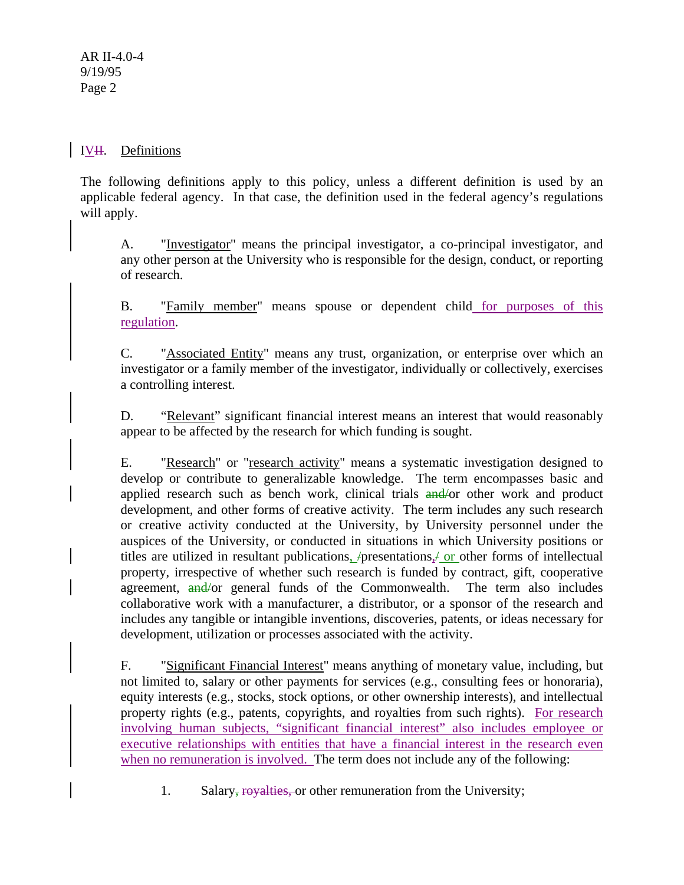## IV. Definitions

The following definitions apply to this policy, unless a different definition is used by an applicable federal agency. In that case, the definition used in the federal agency's regulations will apply.

A. "Investigator" means the principal investigator, a co-principal investigator, and any other person at the University who is responsible for the design, conduct, or reporting of research.

B. "Family member" means spouse or dependent child for purposes of this regulation.

C. "Associated Entity" means any trust, organization, or enterprise over which an investigator or a family member of the investigator, individually or collectively, exercises a controlling interest.

D. "Relevant" significant financial interest means an interest that would reasonably appear to be affected by the research for which funding is sought.

E. "Research" or "research activity" means a systematic investigation designed to develop or contribute to generalizable knowledge. The term encompasses basic and applied research such as bench work, clinical trials or other work and product development, and other forms of creative activity. The term includes any such research or creative activity conducted at the University, by University personnel under the auspices of the University, or conducted in situations in which University positions or titles are utilized in resultant publications, presentations, or other forms of intellectual property, irrespective of whether such research is funded by contract, gift, cooperative agreement, or general funds of the Commonwealth. The term also includes collaborative work with a manufacturer, a distributor, or a sponsor of the research and includes any tangible or intangible inventions, discoveries, patents, or ideas necessary for development, utilization or processes associated with the activity.

F. "Significant Financial Interest" means anything of monetary value, including, but not limited to, salary or other payments for services (e.g., consulting fees or honoraria), equity interests (e.g., stocks, stock options, or other ownership interests), and intellectual property rights (e.g., patents, copyrights, and royalties from such rights). For research involving human subjects, "significant financial interest" also includes employee or executive relationships with entities that have a financial interest in the research even when no remuneration is involved. The term does not include any of the following:

1. Salary or other remuneration from the University;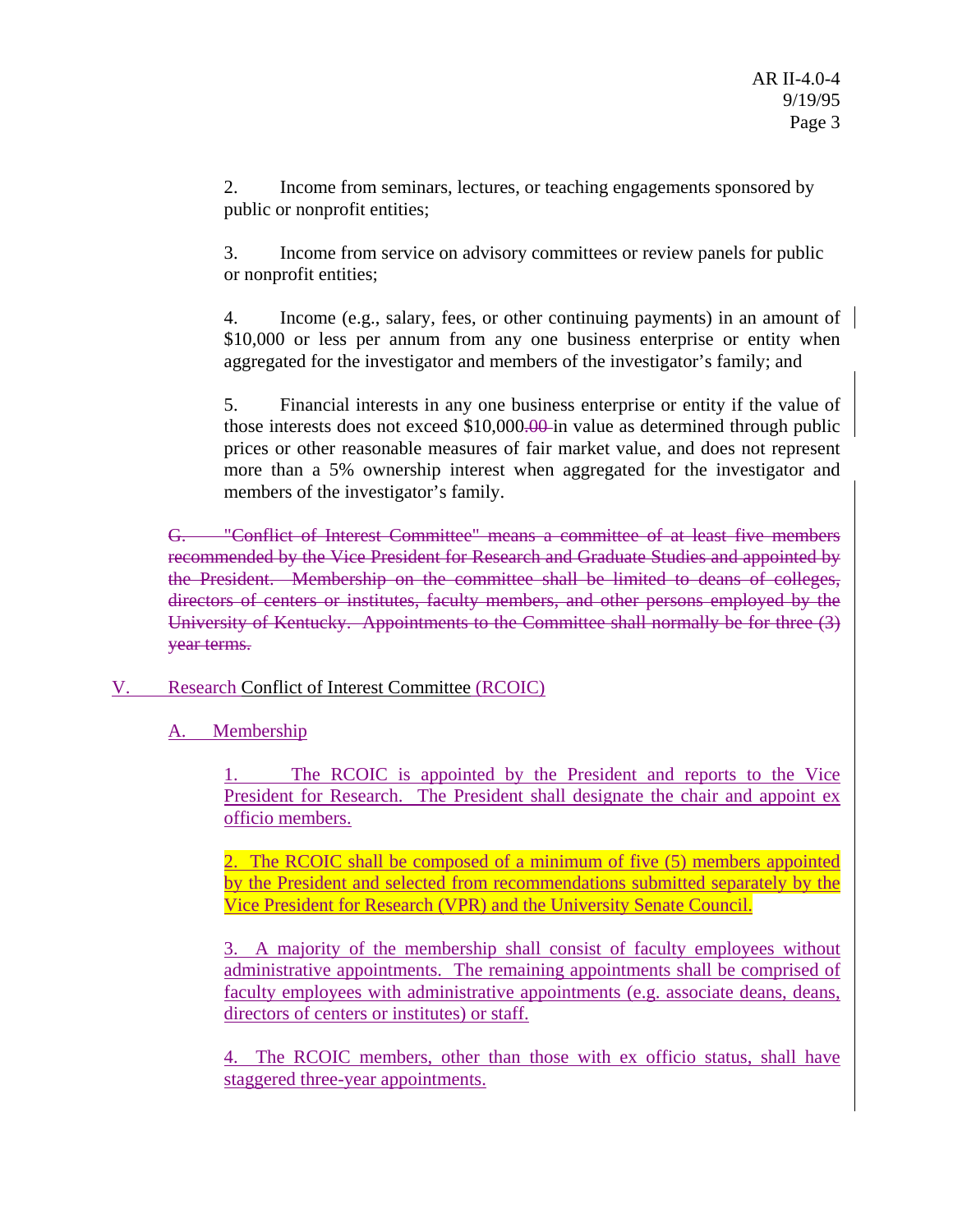2. Income from seminars, lectures, or teaching engagements sponsored by public or nonprofit entities;

3. Income from service on advisory committees or review panels for public or nonprofit entities;

4. Income (e.g., salary, fees, or other continuing payments) in an amount of $10,000 or less per annum from any one business enterprise or entity when aggregated for the investigator and members of the investigator's family; and

5. Financial interests in any one business enterprise or entity if the value of those interests does not exceed $10,000~~.00~~ in value as determined through public prices or other reasonable measures of fair market value, and does not represent more than a 5% ownership interest when aggregated for the investigator and members of the investigator's family.

~~G. "Conflict of Interest Committee" means a committee of at least five members recommended by the Vice President for Research and Graduate Studies and appointed by the President. Membership on the committee shall be limited to deans of colleges, directors of centers or institutes, faculty members, and other persons employed by the University of Kentucky. Appointments to the Committee shall normally be for three (3) year terms.~~

V. Research Conflict of Interest Committee (RCOIC)

A. Membership

1. The RCOIC is appointed by the President and reports to the Vice President for Research. The President shall designate the chair and appoint ex officio members.

2. The RCOIC shall be composed of a minimum of five (5) members appointed by the President and selected from recommendations submitted separately by the Vice President for Research (VPR) and the University Senate Council.

3. A majority of the membership shall consist of faculty employees without administrative appointments. The remaining appointments shall be comprised of faculty employees with administrative appointments (e.g. associate deans, deans, directors of centers or institutes) or staff.

4. The RCOIC members, other than those with ex officio status, shall have staggered three-year appointments.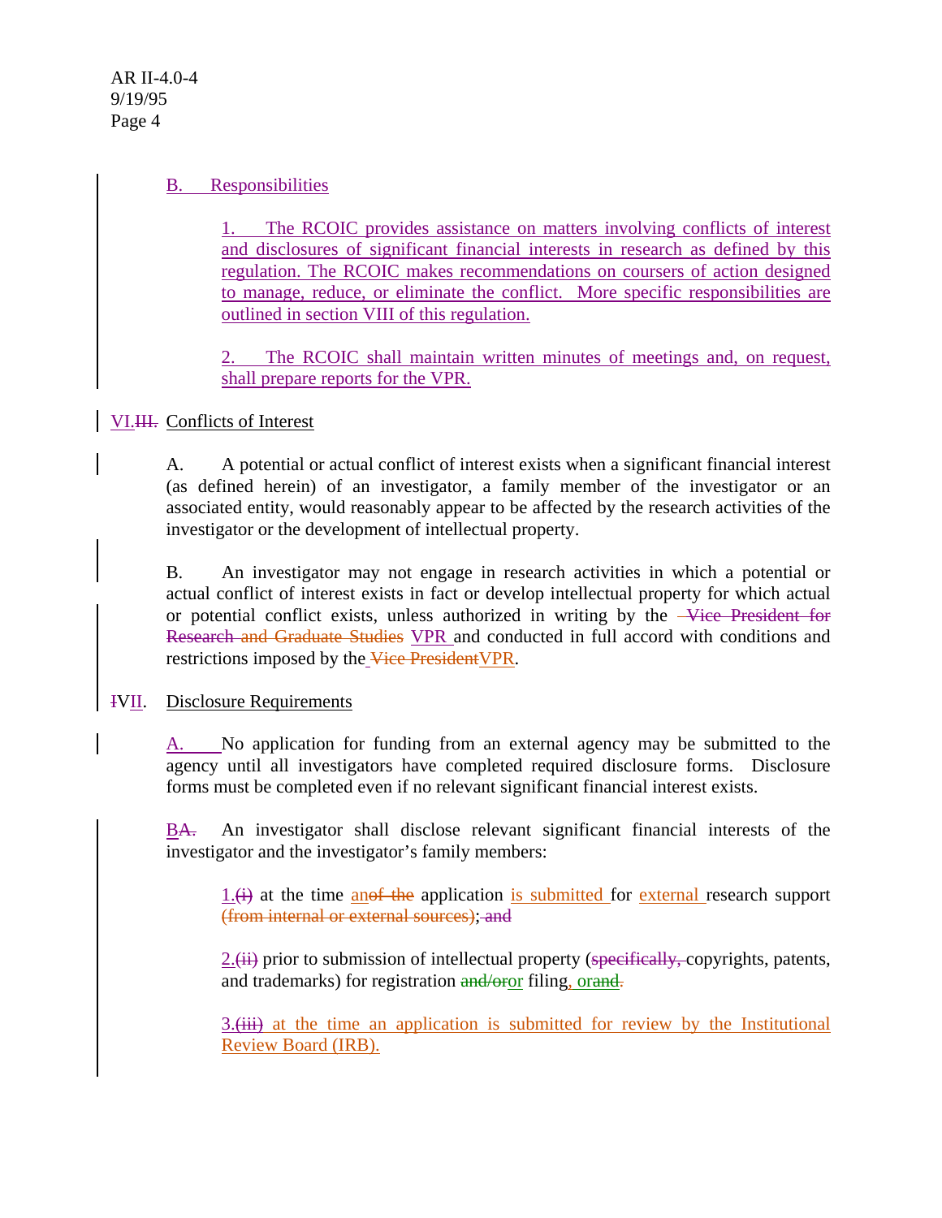B. Responsibilities

1. The RCOIC provides assistance on matters involving conflicts of interest and disclosures of significant financial interests in research as defined by this regulation. The RCOIC makes recommendations on coursers of action designed to manage, reduce, or eliminate the conflict. More specific responsibilities are outlined in section VIII of this regulation.

2. The RCOIC shall maintain written minutes of meetings and, on request, shall prepare reports for the VPR.

## VI.~~III.~~ Conflicts of Interest

A. A potential or actual conflict of interest exists when a significant financial interest (as defined herein) of an investigator, a family member of the investigator or an associated entity, would reasonably appear to be affected by the research activities of the investigator or the development of intellectual property.

B. An investigator may not engage in research activities in which a potential or actual conflict of interest exists in fact or develop intellectual property for which actual or potential conflict exists, unless authorized in writing by the ~~Vice President for Research and Graduate Studies~~ VPR and conducted in full accord with conditions and restrictions imposed by the ~~Vice President~~VPR.

## ~~I~~VII. Disclosure Requirements

A. No application for funding from an external agency may be submitted to the agency until all investigators have completed required disclosure forms. Disclosure forms must be completed even if no relevant significant financial interest exists.

B~~A.~~ An investigator shall disclose relevant significant financial interests of the investigator and the investigator's family members:

1.~~(i)~~ at the time an~~of the~~ application is submitted for external research support ~~(from internal or external sources)~~; ~~and~~

2.~~(ii)~~ prior to submission of intellectual property (~~specifically,~~ copyrights, patents, and trademarks) for registration ~~and/or~~or filing, orand~~.~~

3.~~(iii)~~ at the time an application is submitted for review by the Institutional Review Board (IRB).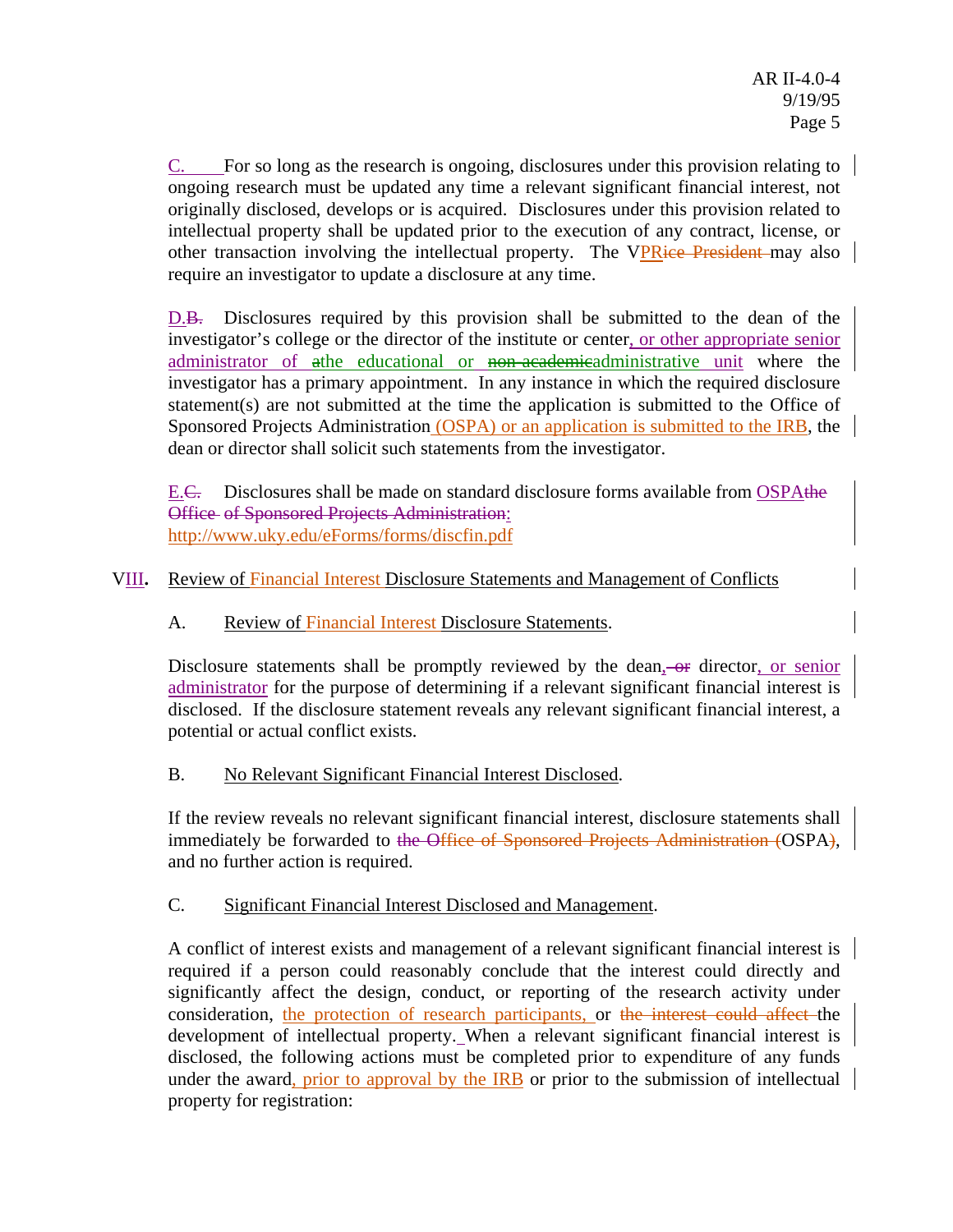C. For so long as the research is ongoing, disclosures under this provision relating to ongoing research must be updated any time a relevant significant financial interest, not originally disclosed, develops or is acquired. Disclosures under this provision related to intellectual property shall be updated prior to the execution of any contract, license, or other transaction involving the intellectual property. The VPR~~ice President~~ may also require an investigator to update a disclosure at any time.

D.~~B.~~ Disclosures required by this provision shall be submitted to the dean of the investigator's college or the director of the institute or center, or other appropriate senior administrator of ~~a~~the educational or ~~non-academic~~administrative unit where the investigator has a primary appointment. In any instance in which the required disclosure statement(s) are not submitted at the time the application is submitted to the Office of Sponsored Projects Administration (OSPA) or an application is submitted to the IRB, the dean or director shall solicit such statements from the investigator.

E.~~C.~~ Disclosures shall be made on standard disclosure forms available from OSPA~~the Office of Sponsored Projects Administration~~: http://www.uky.edu/eForms/forms/discfin.pdf

## VIII. Review of Financial Interest Disclosure Statements and Management of Conflicts

### A. Review of Financial Interest Disclosure Statements.

Disclosure statements shall be promptly reviewed by the dean,~~ or~~ director, or senior administrator for the purpose of determining if a relevant significant financial interest is disclosed. If the disclosure statement reveals any relevant significant financial interest, a potential or actual conflict exists.

### B. No Relevant Significant Financial Interest Disclosed.

If the review reveals no relevant significant financial interest, disclosure statements shall immediately be forwarded to ~~the Office of Sponsored Projects Administration (~~OSPA~~)~~, and no further action is required.

### C. Significant Financial Interest Disclosed and Management.

A conflict of interest exists and management of a relevant significant financial interest is required if a person could reasonably conclude that the interest could directly and significantly affect the design, conduct, or reporting of the research activity under consideration, the protection of research participants, or ~~the interest could affect~~ the development of intellectual property. When a relevant significant financial interest is disclosed, the following actions must be completed prior to expenditure of any funds under the award, prior to approval by the IRB or prior to the submission of intellectual property for registration: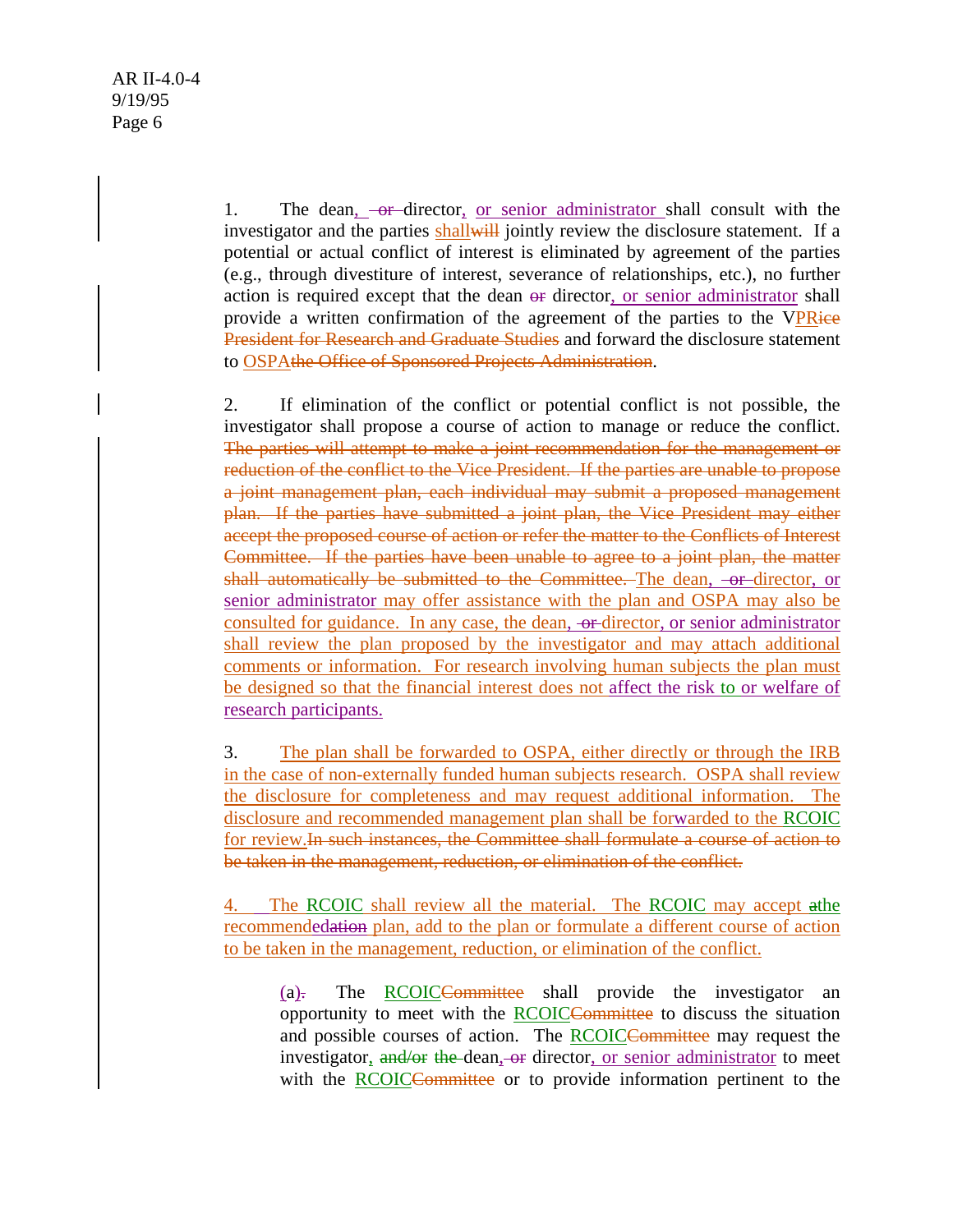1. The dean, ~~or~~ director, or senior administrator shall consult with the investigator and the parties shall~~will~~ jointly review the disclosure statement. If a potential or actual conflict of interest is eliminated by agreement of the parties (e.g., through divestiture of interest, severance of relationships, etc.), no further action is required except that the dean ~~or~~ director, or senior administrator shall provide a written confirmation of the agreement of the parties to the VPR~~ice President for Research and Graduate Studies~~ and forward the disclosure statement to OSPA~~the Office of Sponsored Projects Administration~~.

2. If elimination of the conflict or potential conflict is not possible, the investigator shall propose a course of action to manage or reduce the conflict. ~~The parties will attempt to make a joint recommendation for the management or reduction of the conflict to the Vice President. If the parties are unable to propose a joint management plan, each individual may submit a proposed management plan. If the parties have submitted a joint plan, the Vice President may either accept the proposed course of action or refer the matter to the Conflicts of Interest Committee. If the parties have been unable to agree to a joint plan, the matter shall automatically be submitted to the Committee.~~ The dean, ~~or~~ director, or senior administrator may offer assistance with the plan and OSPA may also be consulted for guidance. In any case, the dean, ~~or~~ director, or senior administrator shall review the plan proposed by the investigator and may attach additional comments or information. For research involving human subjects the plan must be designed so that the financial interest does not affect the risk to or welfare of research participants.

3. The plan shall be forwarded to OSPA, either directly or through the IRB in the case of non-externally funded human subjects research. OSPA shall review the disclosure for completeness and may request additional information. The disclosure and recommended management plan shall be forwarded to the RCOIC for review.~~In such instances, the Committee shall formulate a course of action to be taken in the management, reduction, or elimination of the conflict.~~

4. The RCOIC shall review all the material. The RCOIC may accept ~~a~~the recommended~~ation~~ plan, add to the plan or formulate a different course of action to be taken in the management, reduction, or elimination of the conflict.

   (a)~~.~~ The RCOIC~~Committee~~ shall provide the investigator an opportunity to meet with the RCOIC~~Committee~~ to discuss the situation and possible courses of action. The RCOIC~~Committee~~ may request the investigator, ~~and/or the~~ dean, ~~or~~ director, or senior administrator to meet with the RCOIC~~Committee~~ or to provide information pertinent to the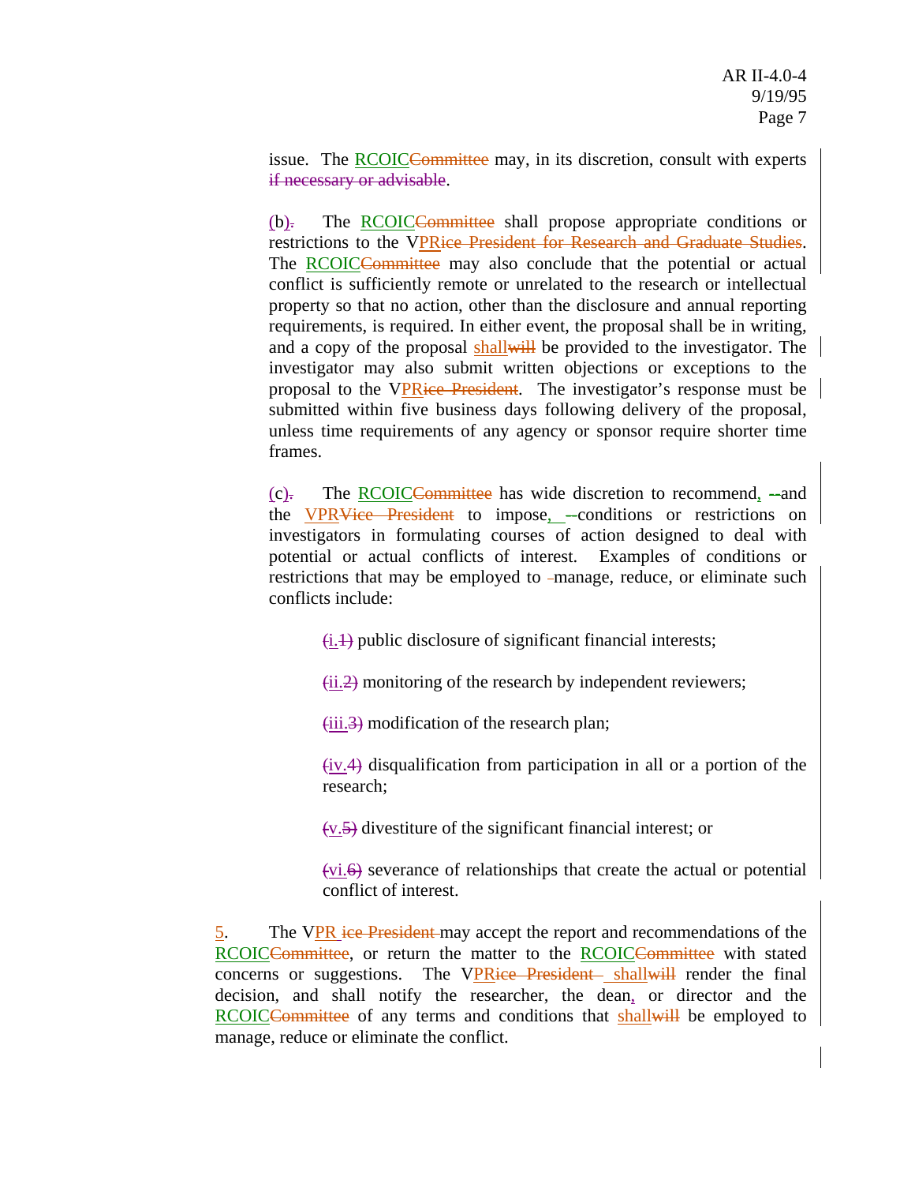issue. The RCOIC~~Committee~~ may, in its discretion, consult with experts ~~if necessary or advisable~~.

(b)~~.~~ The RCOIC~~Committee~~ shall propose appropriate conditions or restrictions to the VPR~~ice President for Research and Graduate Studies~~. The RCOIC~~Committee~~ may also conclude that the potential or actual conflict is sufficiently remote or unrelated to the research or intellectual property so that no action, other than the disclosure and annual reporting requirements, is required. In either event, the proposal shall be in writing, and a copy of the proposal shall~~will~~ be provided to the investigator. The investigator may also submit written objections or exceptions to the proposal to the VPR~~ice President~~. The investigator's response must be submitted within five business days following delivery of the proposal, unless time requirements of any agency or sponsor require shorter time frames.

(c)~~.~~ The RCOIC~~Committee~~ has wide discretion to recommend, ~~--~~and the VPR~~Vice President~~ to impose, ~~--~~conditions or restrictions on investigators in formulating courses of action designed to deal with potential or actual conflicts of interest. Examples of conditions or restrictions that may be employed to manage, reduce, or eliminate such conflicts include:

> ~~(~~i.~~1)~~ public disclosure of significant financial interests;
>
> ~~(~~ii.~~2)~~ monitoring of the research by independent reviewers;
>
> ~~(~~iii.~~3)~~ modification of the research plan;
>
> ~~(~~iv.~~4)~~ disqualification from participation in all or a portion of the research;
>
> ~~(~~v.~~5)~~ divestiture of the significant financial interest; or
>
> ~~(~~vi.~~6)~~ severance of relationships that create the actual or potential conflict of interest.

5. The VPR ~~ice President~~ may accept the report and recommendations of the RCOIC~~Committee~~, or return the matter to the RCOIC~~Committee~~ with stated concerns or suggestions. The VPR~~ice President~~ shall~~will~~ render the final decision, and shall notify the researcher, the dean, or director and the RCOIC~~Committee~~ of any terms and conditions that shall~~will~~ be employed to manage, reduce or eliminate the conflict.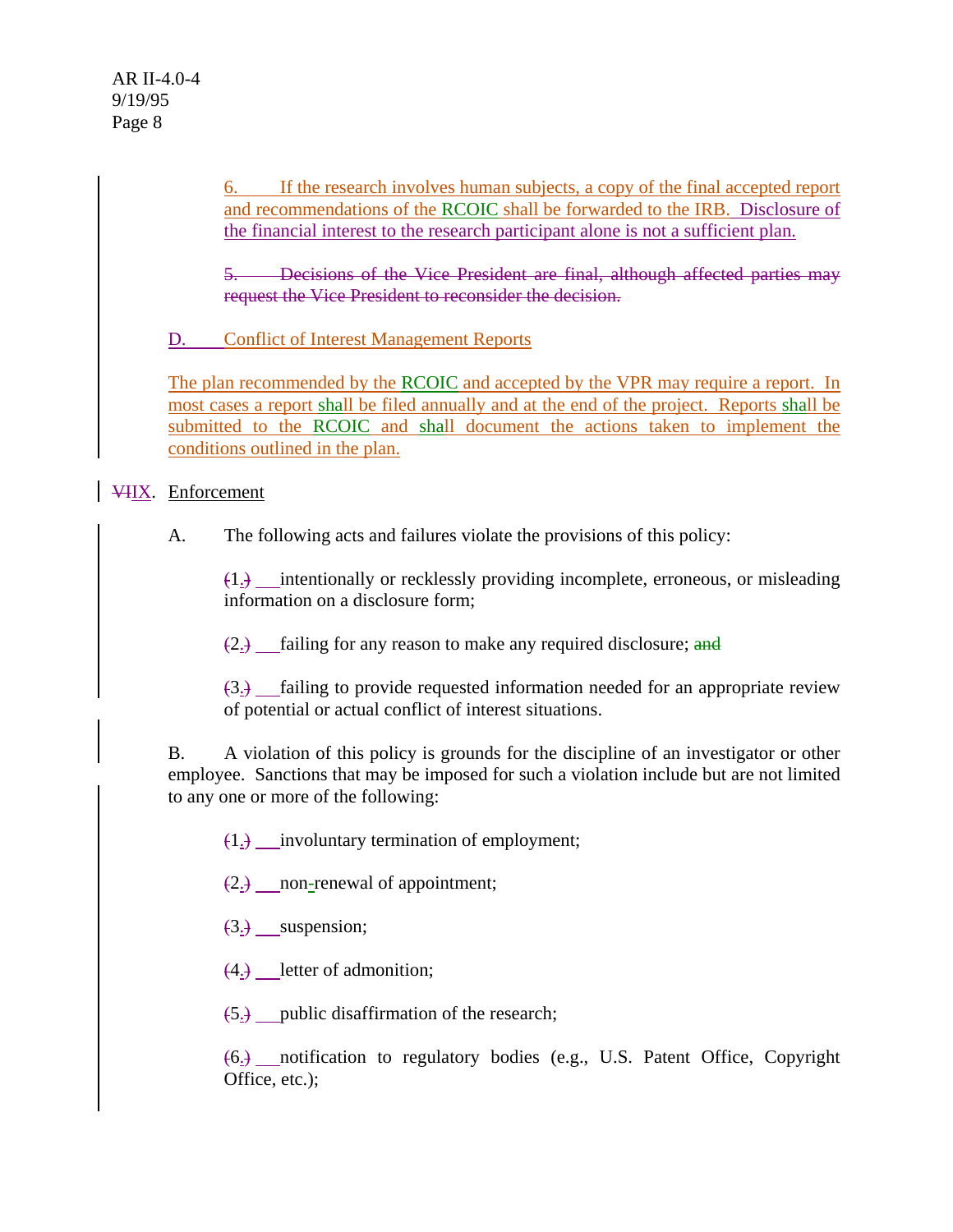6. If the research involves human subjects, a copy of the final accepted report and recommendations of the RCOIC shall be forwarded to the IRB. Disclosure of the financial interest to the research participant alone is not a sufficient plan.

~~5. Decisions of the Vice President are final, although affected parties may request the Vice President to reconsider the decision.~~

D. Conflict of Interest Management Reports

The plan recommended by the RCOIC and accepted by the VPR may require a report. In most cases a report shall be filed annually and at the end of the project. Reports shall be submitted to the RCOIC and shall document the actions taken to implement the conditions outlined in the plan.

~~VII~~IX. Enforcement

A. The following acts and failures violate the provisions of this policy:

(1.) intentionally or recklessly providing incomplete, erroneous, or misleading information on a disclosure form;

(2.) failing for any reason to make any required disclosure; ~~and~~

(3.) failing to provide requested information needed for an appropriate review of potential or actual conflict of interest situations.

B. A violation of this policy is grounds for the discipline of an investigator or other employee. Sanctions that may be imposed for such a violation include but are not limited to any one or more of the following:

(1.) involuntary termination of employment;

(2.) non-renewal of appointment;

(3.) suspension;

(4.) letter of admonition;

(5.) public disaffirmation of the research;

(6.) notification to regulatory bodies (e.g., U.S. Patent Office, Copyright Office, etc.);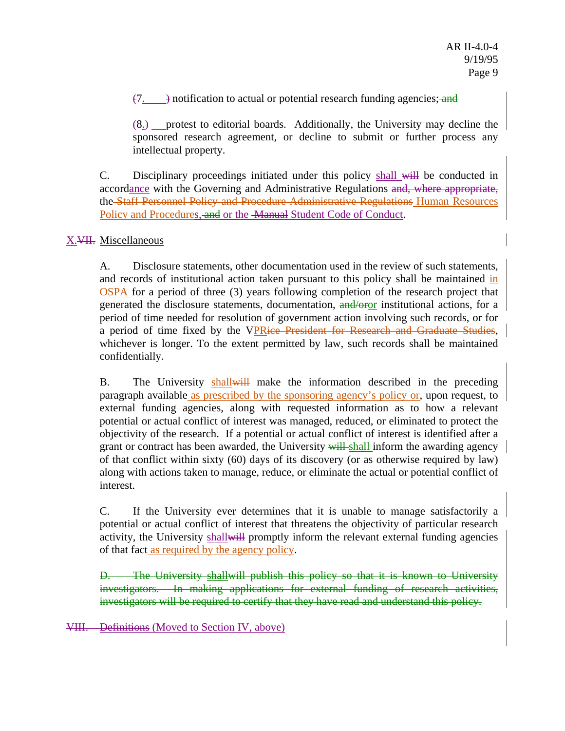(7.) notification to actual or potential research funding agencies; ~~and~~

(8.) protest to editorial boards. Additionally, the University may decline the sponsored research agreement, or decline to submit or further process any intellectual property.

C. Disciplinary proceedings initiated under this policy shall ~~will~~ be conducted in accordance with the Governing and Administrative Regulations ~~and, where appropriate,~~ the ~~Staff Personnel Policy and Procedure Administrative Regulations~~ Human Resources Policy and Procedures, ~~and~~ or the ~~Manual~~ Student Code of Conduct.

## X. ~~VII.~~ Miscellaneous

A. Disclosure statements, other documentation used in the review of such statements, and records of institutional action taken pursuant to this policy shall be maintained in OSPA for a period of three (3) years following completion of the research project that generated the disclosure statements, documentation, ~~and/or~~or institutional actions, for a period of time needed for resolution of government action involving such records, or for a period of time fixed by the VPR~~ice President for Research and Graduate Studies~~, whichever is longer. To the extent permitted by law, such records shall be maintained confidentially.

B. The University shall~~will~~ make the information described in the preceding paragraph available as prescribed by the sponsoring agency's policy or, upon request, to external funding agencies, along with requested information as to how a relevant potential or actual conflict of interest was managed, reduced, or eliminated to protect the objectivity of the research. If a potential or actual conflict of interest is identified after a grant or contract has been awarded, the University ~~will~~ shall inform the awarding agency of that conflict within sixty (60) days of its discovery (or as otherwise required by law) along with actions taken to manage, reduce, or eliminate the actual or potential conflict of interest.

C. If the University ever determines that it is unable to manage satisfactorily a potential or actual conflict of interest that threatens the objectivity of particular research activity, the University shall~~will~~ promptly inform the relevant external funding agencies of that fact as required by the agency policy.

~~D. The University shallwill publish this policy so that it is known to University investigators. In making applications for external funding of research activities, investigators will be required to certify that they have read and understand this policy.~~

~~VIII. Definitions~~ (Moved to Section IV, above)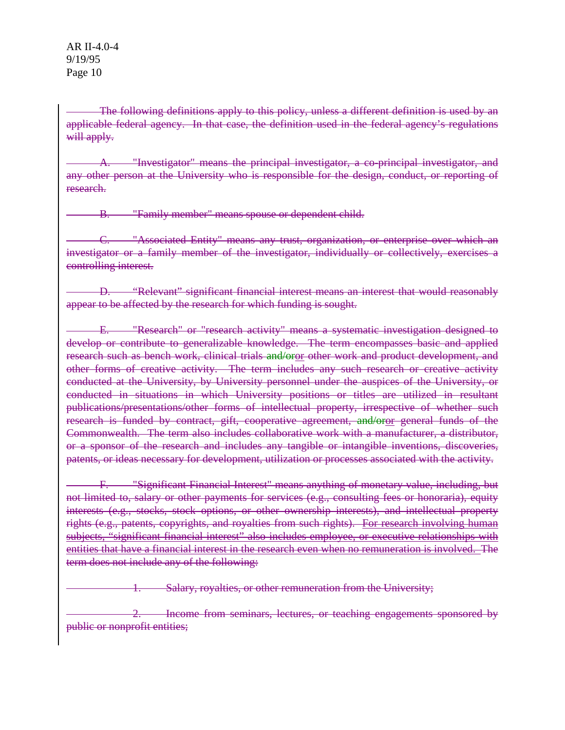~~The following definitions apply to this policy, unless a different definition is used by an applicable federal agency. In that case, the definition used in the federal agency's regulations will apply.~~

~~A. "Investigator" means the principal investigator, a co-principal investigator, and any other person at the University who is responsible for the design, conduct, or reporting of research.~~

~~B. "Family member" means spouse or dependent child.~~

~~C. "Associated Entity" means any trust, organization, or enterprise over which an investigator or a family member of the investigator, individually or collectively, exercises a controlling interest.~~

~~D. "Relevant" significant financial interest means an interest that would reasonably appear to be affected by the research for which funding is sought.~~

~~E. "Research" or "research activity" means a systematic investigation designed to develop or contribute to generalizable knowledge. The term encompasses basic and applied research such as bench work, clinical trials and/oror other work and product development, and other forms of creative activity. The term includes any such research or creative activity conducted at the University, by University personnel under the auspices of the University, or conducted in situations in which University positions or titles are utilized in resultant publications/presentations/other forms of intellectual property, irrespective of whether such research is funded by contract, gift, cooperative agreement, and/oror general funds of the Commonwealth. The term also includes collaborative work with a manufacturer, a distributor, or a sponsor of the research and includes any tangible or intangible inventions, discoveries, patents, or ideas necessary for development, utilization or processes associated with the activity.~~

~~F. "Significant Financial Interest" means anything of monetary value, including, but not limited to, salary or other payments for services (e.g., consulting fees or honoraria), equity interests (e.g., stocks, stock options, or other ownership interests), and intellectual property rights (e.g., patents, copyrights, and royalties from such rights). For research involving human subjects, "significant financial interest" also includes employee, or executive relationships with entities that have a financial interest in the research even when no remuneration is involved. The term does not include any of the following:~~

~~1. Salary, royalties, or other remuneration from the University;~~

~~2. Income from seminars, lectures, or teaching engagements sponsored by public or nonprofit entities;~~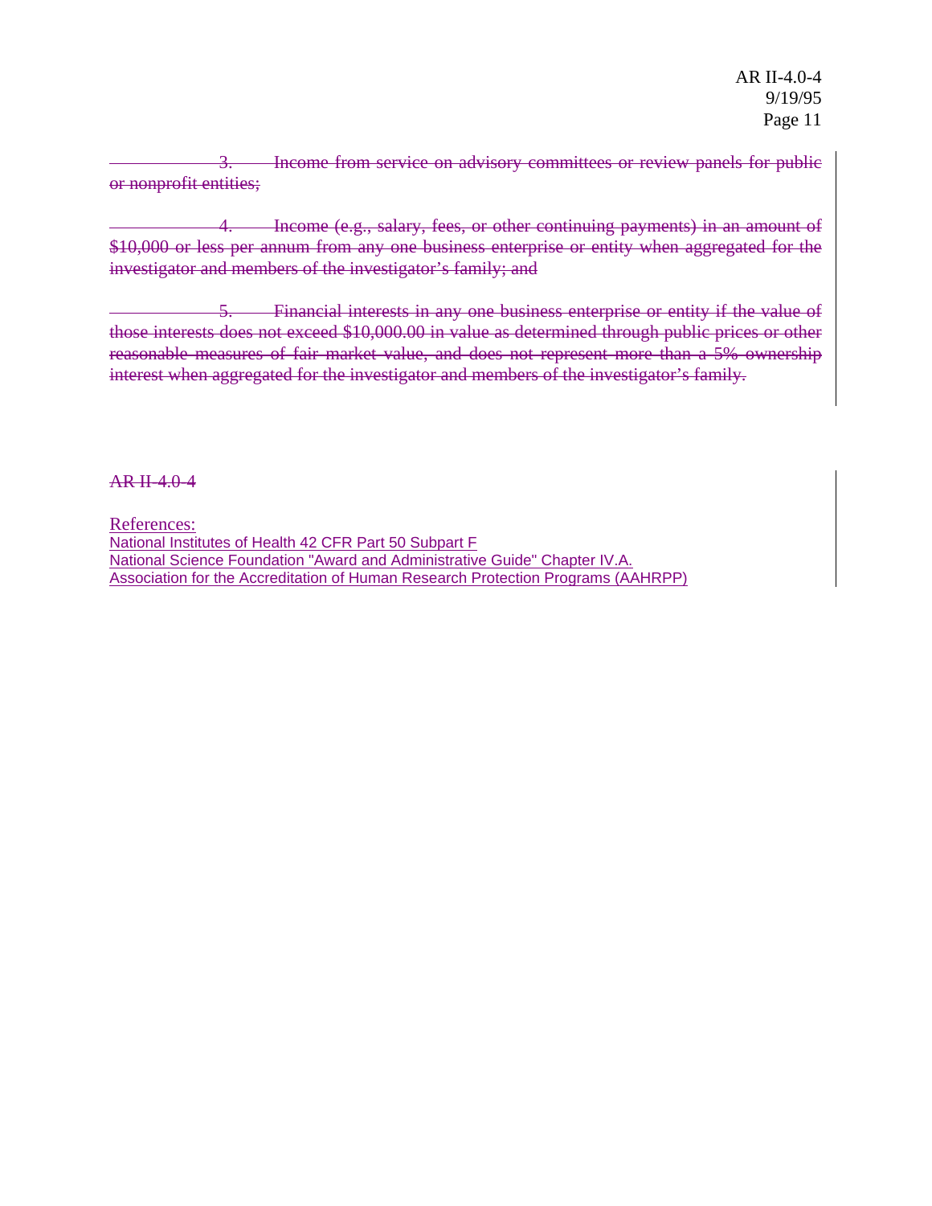~~3. Income from service on advisory committees or review panels for public or nonprofit entities;~~

~~4. Income (e.g., salary, fees, or other continuing payments) in an amount of $10,000 or less per annum from any one business enterprise or entity when aggregated for the investigator and members of the investigator's family; and~~

~~5. Financial interests in any one business enterprise or entity if the value of those interests does not exceed $10,000.00 in value as determined through public prices or other reasonable measures of fair market value, and does not represent more than a 5% ownership interest when aggregated for the investigator and members of the investigator's family.~~

~~AR II-4.0-4~~

References:
National Institutes of Health 42 CFR Part 50 Subpart F
National Science Foundation "Award and Administrative Guide" Chapter IV.A.
Association for the Accreditation of Human Research Protection Programs (AAHRPP)